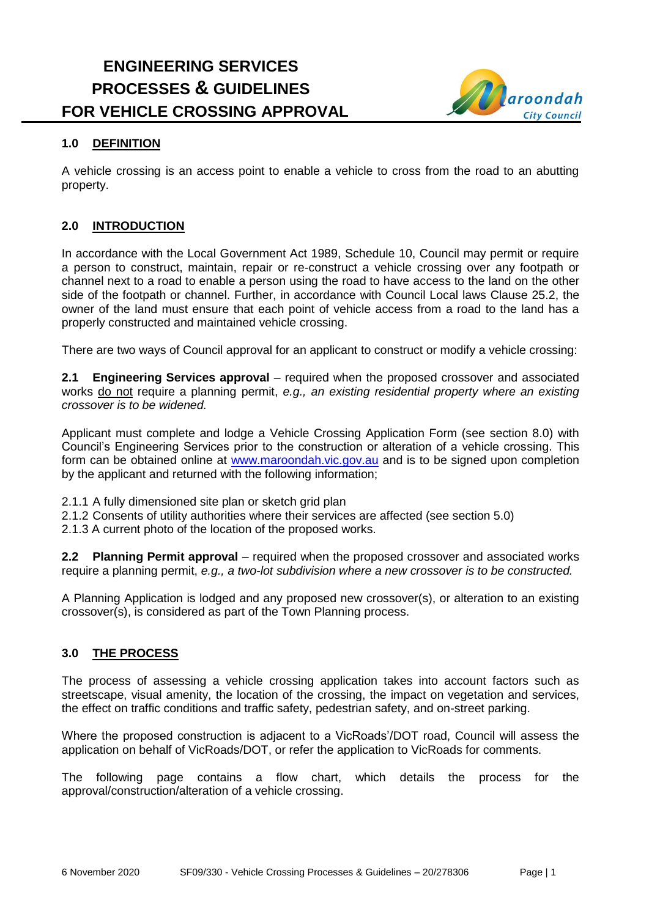# ENGINEERING SERVICES PROCESSES & GUIDELINES FOR VEHICLE CROSSING APPROVAL

## 1.0 DEFINITION

A vehicle crossing is an access point to enable a vehicle to cross from the road to an abutting property.

## 2.0 INTRODUCTION

In accordance with the Local Government Act 1989, Schedule 10, Council may permit or require a person to construct, maintain, repair or re-construct a vehicle crossing over any footpath or channel next to a road to enable a person using the road to have access to the land on the other side of the footpath or channel. Further, in accordance with Council Local laws Clause 25.2, the owner of the land must ensure that each point of vehicle access from a road to the land has a properly constructed and maintained vehicle crossing.

There are two ways of Council approval for an applicant to construct or modify a vehicle crossing:

**2.1 Engineering Services approval** – required when the proposed crossover and associated works do not require a planning permit, *e.g., an existing residential property where an existing crossover is to be widened.*

Applicant must complete and lodge a Vehicle Crossing Application Form (see section 8.0) with Council's Engineering Services prior to the construction or alteration of a vehicle crossing. This form can be obtained online at [www.maroondah.vic.gov.au](www.maroondah.vic.gov.au) and is to be signed upon completion by the applicant and returned with the following information;

2.1.1 A fully dimensioned site plan or sketch grid plan
2.1.2 Consents of utility authorities where their services are affected (see section 5.0)
2.1.3 A current photo of the location of the proposed works.

**2.2 Planning Permit approval** – required when the proposed crossover and associated works require a planning permit, *e.g., a two-lot subdivision where a new crossover is to be constructed.*

A Planning Application is lodged and any proposed new crossover(s), or alteration to an existing crossover(s), is considered as part of the Town Planning process.

## 3.0 THE PROCESS

The process of assessing a vehicle crossing application takes into account factors such as streetscape, visual amenity, the location of the crossing, the impact on vegetation and services, the effect on traffic conditions and traffic safety, pedestrian safety, and on-street parking.

Where the proposed construction is adjacent to a VicRoads'/DOT road, Council will assess the application on behalf of VicRoads/DOT, or refer the application to VicRoads for comments.

The following page contains a flow chart, which details the process for the approval/construction/alteration of a vehicle crossing.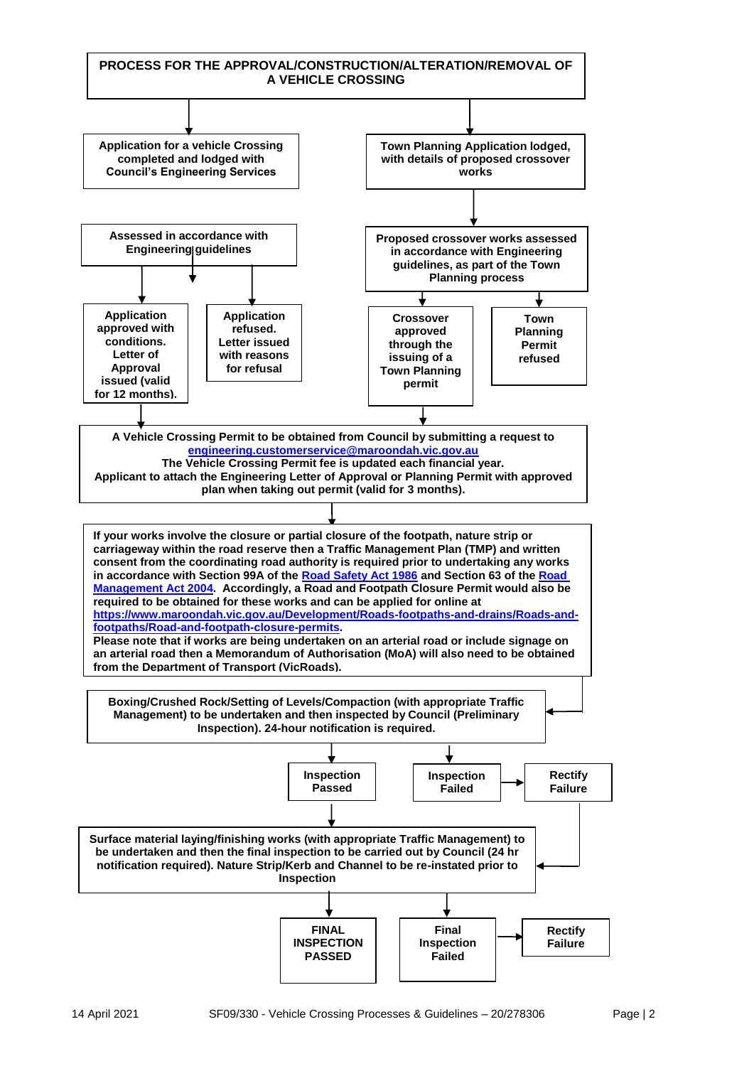# PROCESS FOR THE APPROVAL/CONSTRUCTION/ALTERATION/REMOVAL OF A VEHICLE CROSSING

**Application for a vehicle Crossing completed and lodged with Council's Engineering Services**

**Assessed in accordance with Engineering guidelines**

- **Application approved with conditions. Letter of Approval issued (valid for 12 months).**
- **Application refused. Letter issued with reasons for refusal**

**Town Planning Application lodged, with details of proposed crossover works**

**Proposed crossover works assessed in accordance with Engineering guidelines, as part of the Town Planning process**

- **Crossover approved through the issuing of a Town Planning permit**
- **Town Planning Permit refused**

**A Vehicle Crossing Permit to be obtained from Council by submitting a request to [engineering.customerservice@maroondah.vic.gov.au](mailto:engineering.customerservice@maroondah.vic.gov.au)**
**The Vehicle Crossing Permit fee is updated each financial year.**
**Applicant to attach the Engineering Letter of Approval or Planning Permit with approved plan when taking out permit (valid for 3 months).**

**If your works involve the closure or partial closure of the footpath, nature strip or carriageway within the road reserve then a Traffic Management Plan (TMP) and written consent from the coordinating road authority is required prior to undertaking any works in accordance with Section 99A of the [Road Safety Act 1986]() and Section 63 of the [Road Management Act 2004](). Accordingly, a Road and Footpath Closure Permit would also be required to be obtained for these works and can be applied for online at [https://www.maroondah.vic.gov.au/Development/Roads-footpaths-and-drains/Roads-and-footpaths/Road-and-footpath-closure-permits](https://www.maroondah.vic.gov.au/Development/Roads-footpaths-and-drains/Roads-and-footpaths/Road-and-footpath-closure-permits).**
**Please note that if works are being undertaken on an arterial road or include signage on an arterial road then a Memorandum of Authorisation (MoA) will also need to be obtained from the Department of Transport (VicRoads).**

**Boxing/Crushed Rock/Setting of Levels/Compaction (with appropriate Traffic Management) to be undertaken and then inspected by Council (Preliminary Inspection). 24-hour notification is required.**

- **Inspection Passed**
- **Inspection Failed** → **Rectify Failure**

**Surface material laying/finishing works (with appropriate Traffic Management) to be undertaken and then the final inspection to be carried out by Council (24 hr notification required). Nature Strip/Kerb and Channel to be re-instated prior to Inspection**

- **FINAL INSPECTION PASSED**
- **Final Inspection Failed** → **Rectify Failure**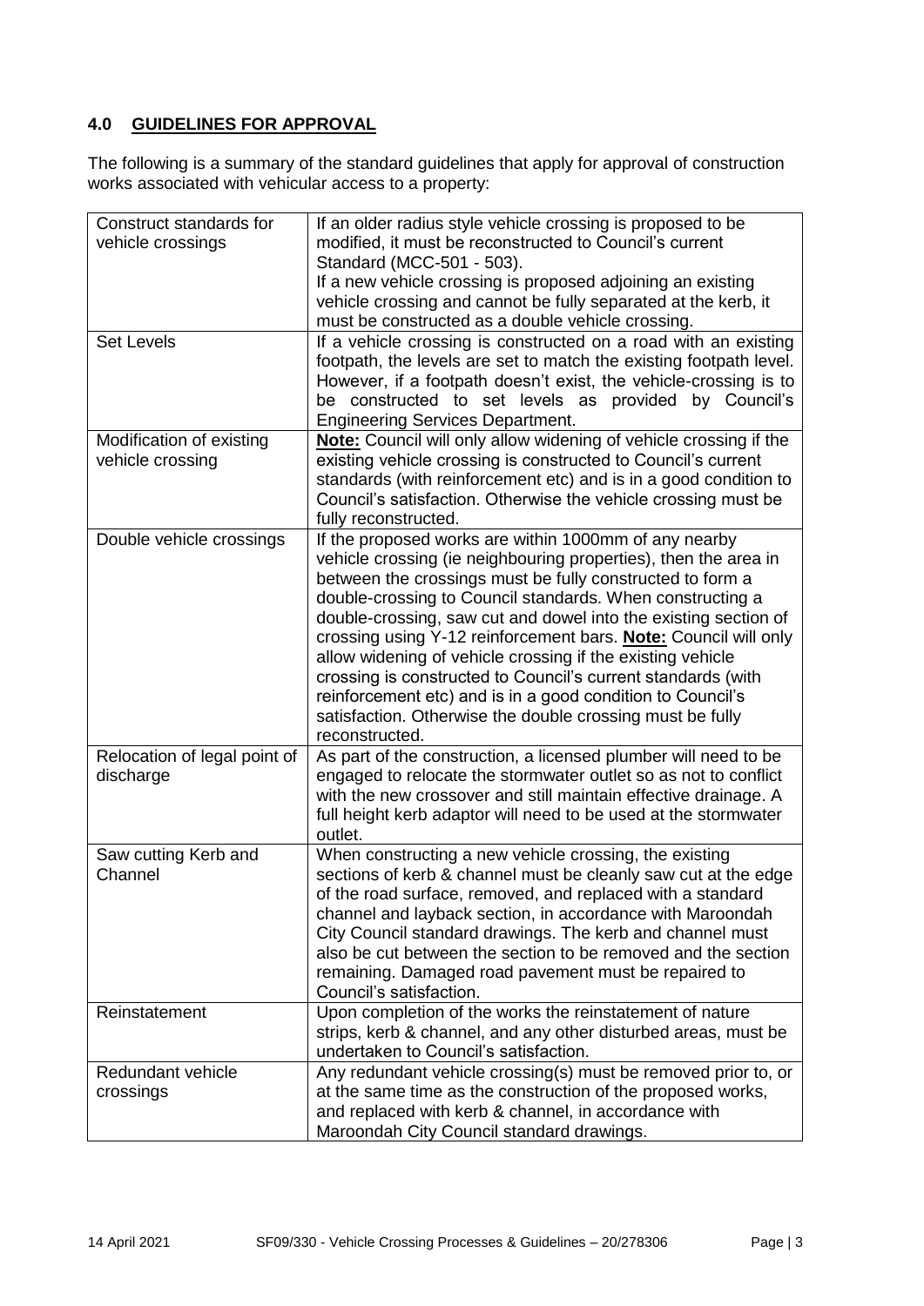## 4.0 GUIDELINES FOR APPROVAL

The following is a summary of the standard guidelines that apply for approval of construction works associated with vehicular access to a property:

| | |
|---|---|
| Construct standards for vehicle crossings | If an older radius style vehicle crossing is proposed to be modified, it must be reconstructed to Council's current Standard (MCC-501 - 503).<br>If a new vehicle crossing is proposed adjoining an existing vehicle crossing and cannot be fully separated at the kerb, it must be constructed as a double vehicle crossing. |
| Set Levels | If a vehicle crossing is constructed on a road with an existing footpath, the levels are set to match the existing footpath level. However, if a footpath doesn't exist, the vehicle-crossing is to be constructed to set levels as provided by Council's Engineering Services Department. |
| Modification of existing vehicle crossing | **Note:** Council will only allow widening of vehicle crossing if the existing vehicle crossing is constructed to Council's current standards (with reinforcement etc) and is in a good condition to Council's satisfaction. Otherwise the vehicle crossing must be fully reconstructed. |
| Double vehicle crossings | If the proposed works are within 1000mm of any nearby vehicle crossing (ie neighbouring properties), then the area in between the crossings must be fully constructed to form a double-crossing to Council standards. When constructing a double-crossing, saw cut and dowel into the existing section of crossing using Y-12 reinforcement bars. **Note:** Council will only allow widening of vehicle crossing if the existing vehicle crossing is constructed to Council's current standards (with reinforcement etc) and is in a good condition to Council's satisfaction. Otherwise the double crossing must be fully reconstructed. |
| Relocation of legal point of discharge | As part of the construction, a licensed plumber will need to be engaged to relocate the stormwater outlet so as not to conflict with the new crossover and still maintain effective drainage. A full height kerb adaptor will need to be used at the stormwater outlet. |
| Saw cutting Kerb and Channel | When constructing a new vehicle crossing, the existing sections of kerb & channel must be cleanly saw cut at the edge of the road surface, removed, and replaced with a standard channel and layback section, in accordance with Maroondah City Council standard drawings. The kerb and channel must also be cut between the section to be removed and the section remaining. Damaged road pavement must be repaired to Council's satisfaction. |
| Reinstatement | Upon completion of the works the reinstatement of nature strips, kerb & channel, and any other disturbed areas, must be undertaken to Council's satisfaction. |
| Redundant vehicle crossings | Any redundant vehicle crossing(s) must be removed prior to, or at the same time as the construction of the proposed works, and replaced with kerb & channel, in accordance with Maroondah City Council standard drawings. |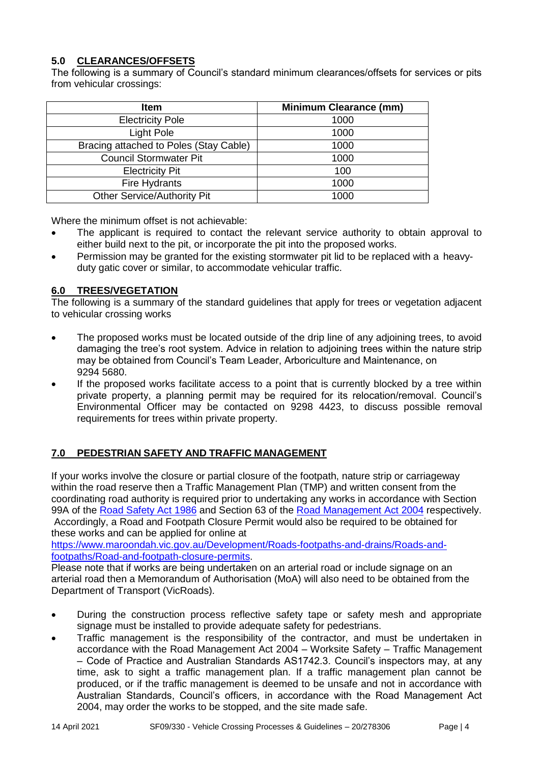## 5.0 CLEARANCES/OFFSETS

The following is a summary of Council's standard minimum clearances/offsets for services or pits from vehicular crossings:

| Item | Minimum Clearance (mm) |
|---|---|
| Electricity Pole | 1000 |
| Light Pole | 1000 |
| Bracing attached to Poles (Stay Cable) | 1000 |
| Council Stormwater Pit | 1000 |
| Electricity Pit | 100 |
| Fire Hydrants | 1000 |
| Other Service/Authority Pit | 1000 |

Where the minimum offset is not achievable:

- The applicant is required to contact the relevant service authority to obtain approval to either build next to the pit, or incorporate the pit into the proposed works.
- Permission may be granted for the existing stormwater pit lid to be replaced with a heavy-duty gatic cover or similar, to accommodate vehicular traffic.

## 6.0 TREES/VEGETATION

The following is a summary of the standard guidelines that apply for trees or vegetation adjacent to vehicular crossing works

- The proposed works must be located outside of the drip line of any adjoining trees, to avoid damaging the tree's root system. Advice in relation to adjoining trees within the nature strip may be obtained from Council's Team Leader, Arboriculture and Maintenance, on 9294 5680.
- If the proposed works facilitate access to a point that is currently blocked by a tree within private property, a planning permit may be required for its relocation/removal. Council's Environmental Officer may be contacted on 9298 4423, to discuss possible removal requirements for trees within private property.

## 7.0 PEDESTRIAN SAFETY AND TRAFFIC MANAGEMENT

If your works involve the closure or partial closure of the footpath, nature strip or carriageway within the road reserve then a Traffic Management Plan (TMP) and written consent from the coordinating road authority is required prior to undertaking any works in accordance with Section 99A of the Road Safety Act 1986 and Section 63 of the Road Management Act 2004 respectively. Accordingly, a Road and Footpath Closure Permit would also be required to be obtained for these works and can be applied for online at https://www.maroondah.vic.gov.au/Development/Roads-footpaths-and-drains/Roads-and-footpaths/Road-and-footpath-closure-permits.

Please note that if works are being undertaken on an arterial road or include signage on an arterial road then a Memorandum of Authorisation (MoA) will also need to be obtained from the Department of Transport (VicRoads).

- During the construction process reflective safety tape or safety mesh and appropriate signage must be installed to provide adequate safety for pedestrians.
- Traffic management is the responsibility of the contractor, and must be undertaken in accordance with the Road Management Act 2004 – Worksite Safety – Traffic Management – Code of Practice and Australian Standards AS1742.3. Council's inspectors may, at any time, ask to sight a traffic management plan. If a traffic management plan cannot be produced, or if the traffic management is deemed to be unsafe and not in accordance with Australian Standards, Council's officers, in accordance with the Road Management Act 2004, may order the works to be stopped, and the site made safe.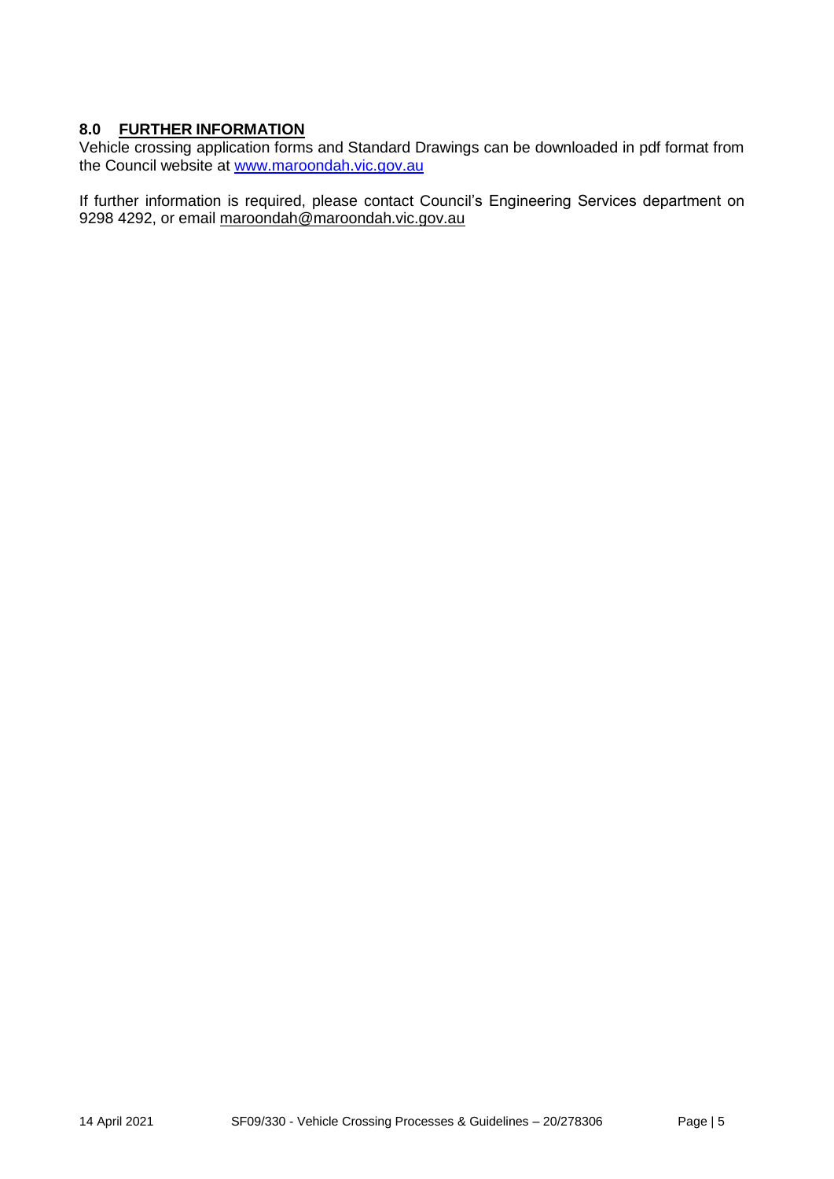## 8.0 FURTHER INFORMATION

Vehicle crossing application forms and Standard Drawings can be downloaded in pdf format from the Council website at [www.maroondah.vic.gov.au](http://www.maroondah.vic.gov.au)

If further information is required, please contact Council's Engineering Services department on 9298 4292, or email maroondah@maroondah.vic.gov.au